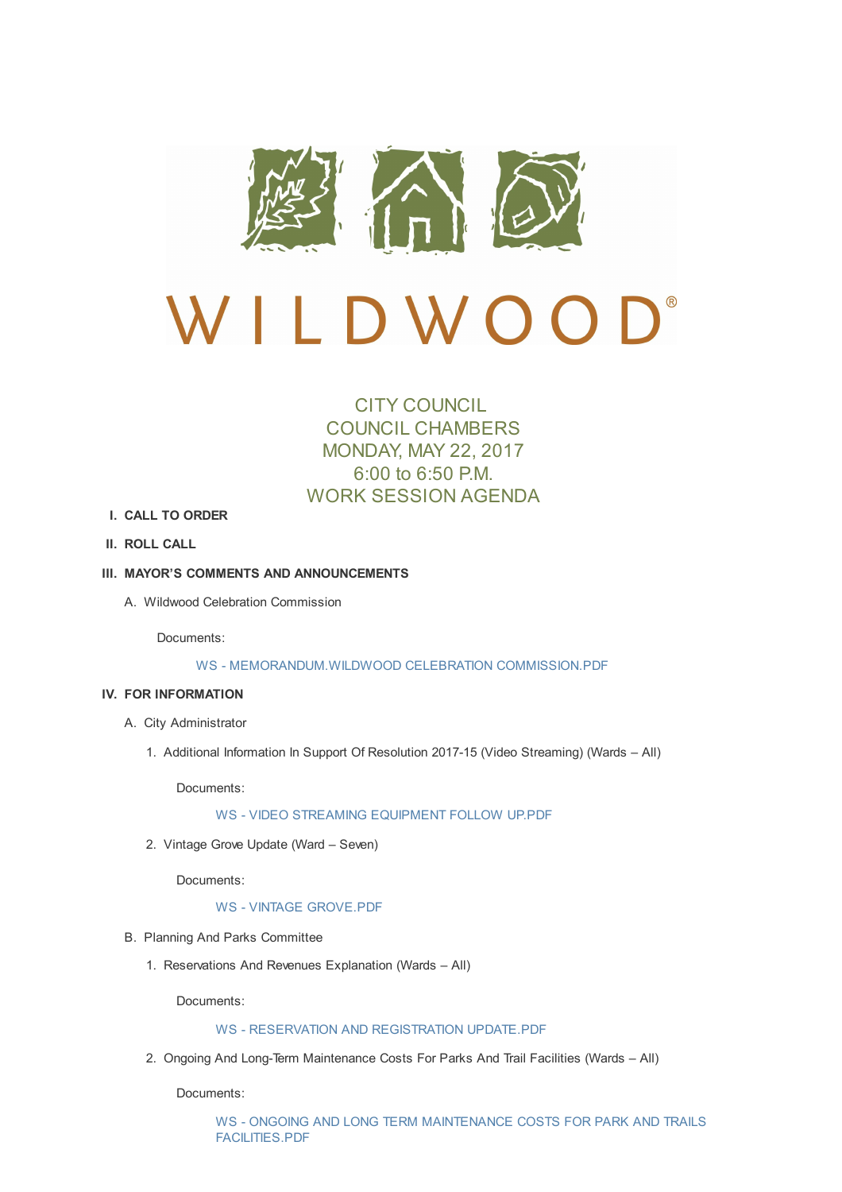# WILDWOOD®

CITY COUNCIL
COUNCIL CHAMBERS
MONDAY, MAY 22, 2017
6:00 to 6:50 P.M.
WORK SESSION AGENDA

I. **CALL TO ORDER**

II. **ROLL CALL**

III. **MAYOR'S COMMENTS AND ANNOUNCEMENTS**

A. Wildwood Celebration Commission

Documents:

WS - MEMORANDUM.WILDWOOD CELEBRATION COMMISSION.PDF

IV. **FOR INFORMATION**

A. City Administrator

1. Additional Information In Support Of Resolution 2017-15 (Video Streaming) (Wards – All)

Documents:

WS - VIDEO STREAMING EQUIPMENT FOLLOW UP.PDF

2. Vintage Grove Update (Ward – Seven)

Documents:

WS - VINTAGE GROVE.PDF

B. Planning And Parks Committee

1. Reservations And Revenues Explanation (Wards – All)

Documents:

WS - RESERVATION AND REGISTRATION UPDATE.PDF

2. Ongoing And Long-Term Maintenance Costs For Parks And Trail Facilities (Wards – All)

Documents:

WS - ONGOING AND LONG TERM MAINTENANCE COSTS FOR PARK AND TRAILS FACILITIES.PDF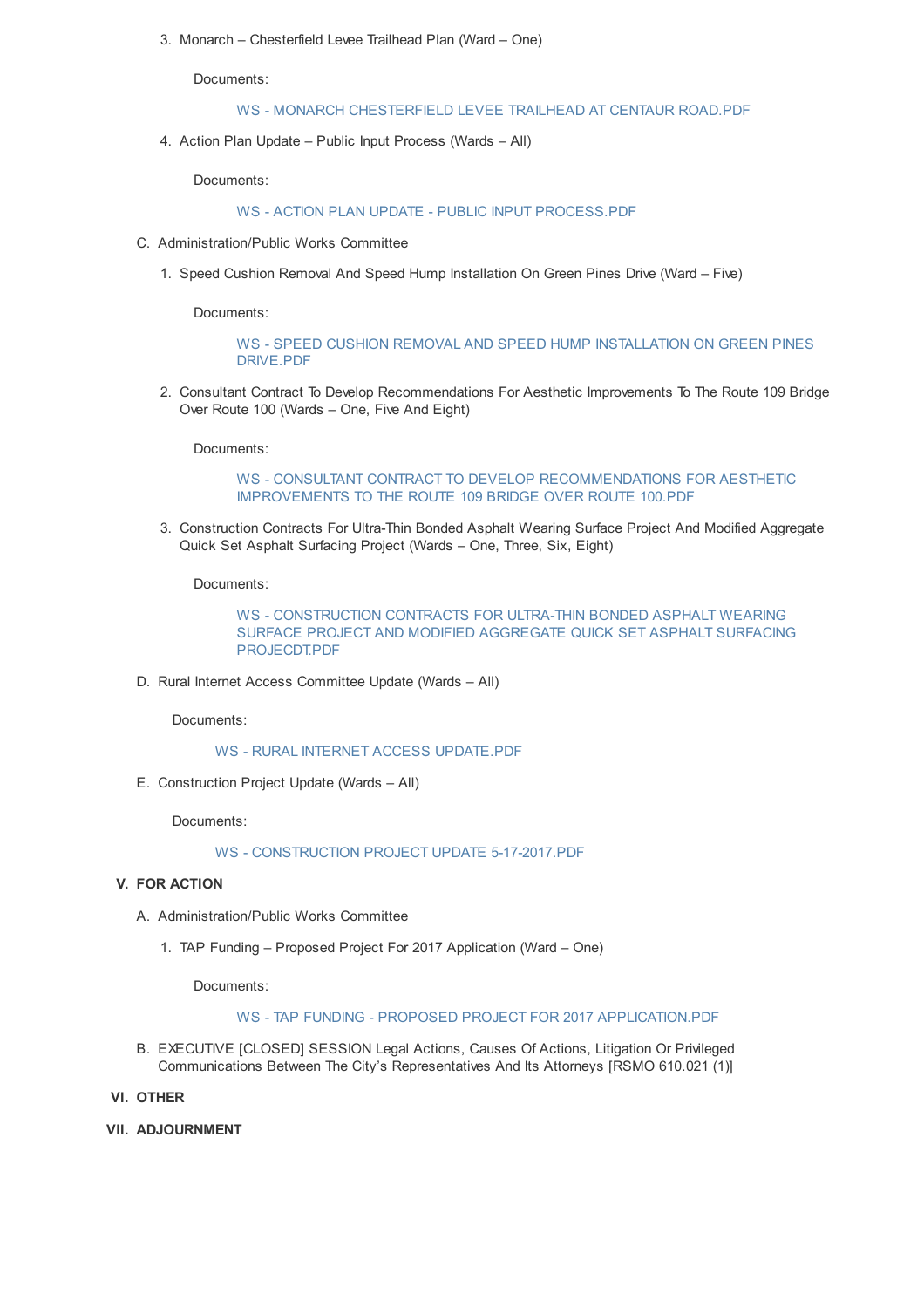3. Monarch – Chesterfield Levee Trailhead Plan (Ward – One)

   Documents:

   WS - MONARCH CHESTERFIELD LEVEE TRAILHEAD AT CENTAUR ROAD.PDF

4. Action Plan Update – Public Input Process (Wards – All)

   Documents:

   WS - ACTION PLAN UPDATE - PUBLIC INPUT PROCESS.PDF

C. Administration/Public Works Committee

1. Speed Cushion Removal And Speed Hump Installation On Green Pines Drive (Ward – Five)

   Documents:

   WS - SPEED CUSHION REMOVAL AND SPEED HUMP INSTALLATION ON GREEN PINES DRIVE.PDF

2. Consultant Contract To Develop Recommendations For Aesthetic Improvements To The Route 109 Bridge Over Route 100 (Wards – One, Five And Eight)

   Documents:

   WS - CONSULTANT CONTRACT TO DEVELOP RECOMMENDATIONS FOR AESTHETIC IMPROVEMENTS TO THE ROUTE 109 BRIDGE OVER ROUTE 100.PDF

3. Construction Contracts For Ultra-Thin Bonded Asphalt Wearing Surface Project And Modified Aggregate Quick Set Asphalt Surfacing Project (Wards – One, Three, Six, Eight)

   Documents:

   WS - CONSTRUCTION CONTRACTS FOR ULTRA-THIN BONDED ASPHALT WEARING SURFACE PROJECT AND MODIFIED AGGREGATE QUICK SET ASPHALT SURFACING PROJECDT.PDF

D. Rural Internet Access Committee Update (Wards – All)

   Documents:

   WS - RURAL INTERNET ACCESS UPDATE.PDF

E. Construction Project Update (Wards – All)

   Documents:

   WS - CONSTRUCTION PROJECT UPDATE 5-17-2017.PDF

## V. FOR ACTION

A. Administration/Public Works Committee

1. TAP Funding – Proposed Project For 2017 Application (Ward – One)

   Documents:

   WS - TAP FUNDING - PROPOSED PROJECT FOR 2017 APPLICATION.PDF

B. EXECUTIVE [CLOSED] SESSION Legal Actions, Causes Of Actions, Litigation Or Privileged Communications Between The City's Representatives And Its Attorneys [RSMO 610.021 (1)]

## VI. OTHER

## VII. ADJOURNMENT